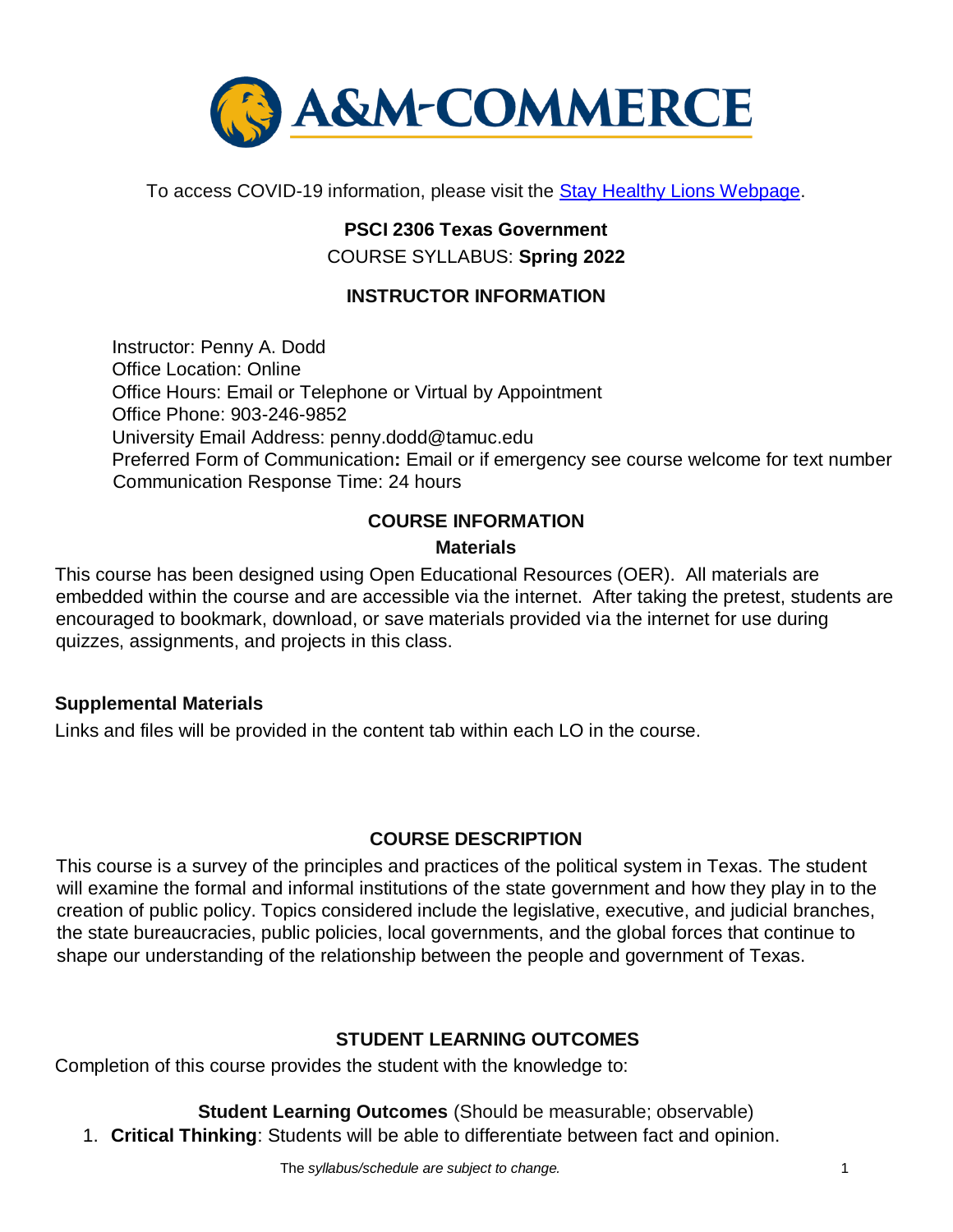To access COVID-19 information, please visit the [Stay Healthy Lions Webpage](#).

# PSCI 2306 Texas Government

COURSE SYLLABUS: **Spring 2022**

## INSTRUCTOR INFORMATION

Instructor: Penny A. Dodd
Office Location: Online
Office Hours: Email or Telephone or Virtual by Appointment
Office Phone: 903-246-9852
University Email Address: penny.dodd@tamuc.edu
Preferred Form of Communication**:** Email or if emergency see course welcome for text number
Communication Response Time: 24 hours

## COURSE INFORMATION

### Materials

This course has been designed using Open Educational Resources (OER). All materials are embedded within the course and are accessible via the internet. After taking the pretest, students are encouraged to bookmark, download, or save materials provided via the internet for use during quizzes, assignments, and projects in this class.

### Supplemental Materials

Links and files will be provided in the content tab within each LO in the course.

## COURSE DESCRIPTION

This course is a survey of the principles and practices of the political system in Texas. The student will examine the formal and informal institutions of the state government and how they play in to the creation of public policy. Topics considered include the legislative, executive, and judicial branches, the state bureaucracies, public policies, local governments, and the global forces that continue to shape our understanding of the relationship between the people and government of Texas.

## STUDENT LEARNING OUTCOMES

Completion of this course provides the student with the knowledge to:

**Student Learning Outcomes** (Should be measurable; observable)

1. **Critical Thinking**: Students will be able to differentiate between fact and opinion.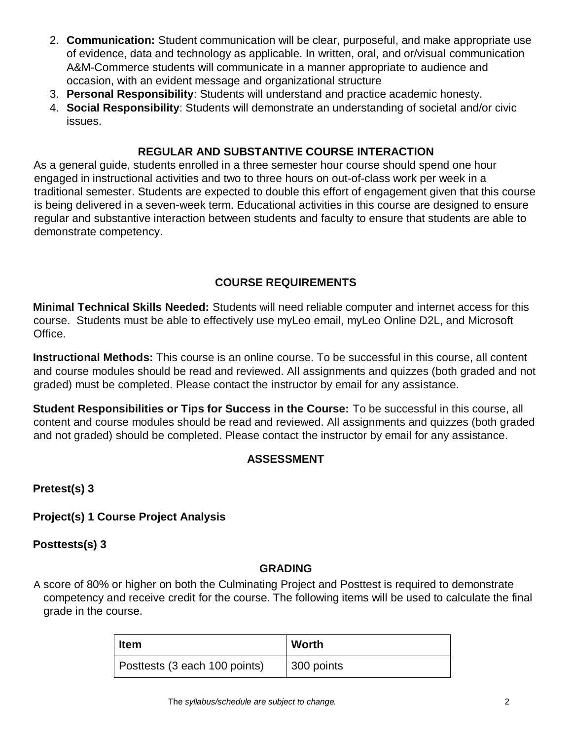2. **Communication:** Student communication will be clear, purposeful, and make appropriate use of evidence, data and technology as applicable. In written, oral, and or/visual communication A&M-Commerce students will communicate in a manner appropriate to audience and occasion, with an evident message and organizational structure
3. **Personal Responsibility**: Students will understand and practice academic honesty.
4. **Social Responsibility**: Students will demonstrate an understanding of societal and/or civic issues.

## REGULAR AND SUBSTANTIVE COURSE INTERACTION

As a general guide, students enrolled in a three semester hour course should spend one hour engaged in instructional activities and two to three hours on out-of-class work per week in a traditional semester. Students are expected to double this effort of engagement given that this course is being delivered in a seven-week term. Educational activities in this course are designed to ensure regular and substantive interaction between students and faculty to ensure that students are able to demonstrate competency.

## COURSE REQUIREMENTS

**Minimal Technical Skills Needed:** Students will need reliable computer and internet access for this course. Students must be able to effectively use myLeo email, myLeo Online D2L, and Microsoft Office.

**Instructional Methods:** This course is an online course. To be successful in this course, all content and course modules should be read and reviewed. All assignments and quizzes (both graded and not graded) must be completed. Please contact the instructor by email for any assistance.

**Student Responsibilities or Tips for Success in the Course:** To be successful in this course, all content and course modules should be read and reviewed. All assignments and quizzes (both graded and not graded) should be completed. Please contact the instructor by email for any assistance.

## ASSESSMENT

**Pretest(s) 3**

**Project(s) 1 Course Project Analysis**

**Posttests(s) 3**

## GRADING

A score of 80% or higher on both the Culminating Project and Posttest is required to demonstrate competency and receive credit for the course. The following items will be used to calculate the final grade in the course.

| Item | Worth |
|---|---|
| Posttests (3 each 100 points) | 300 points |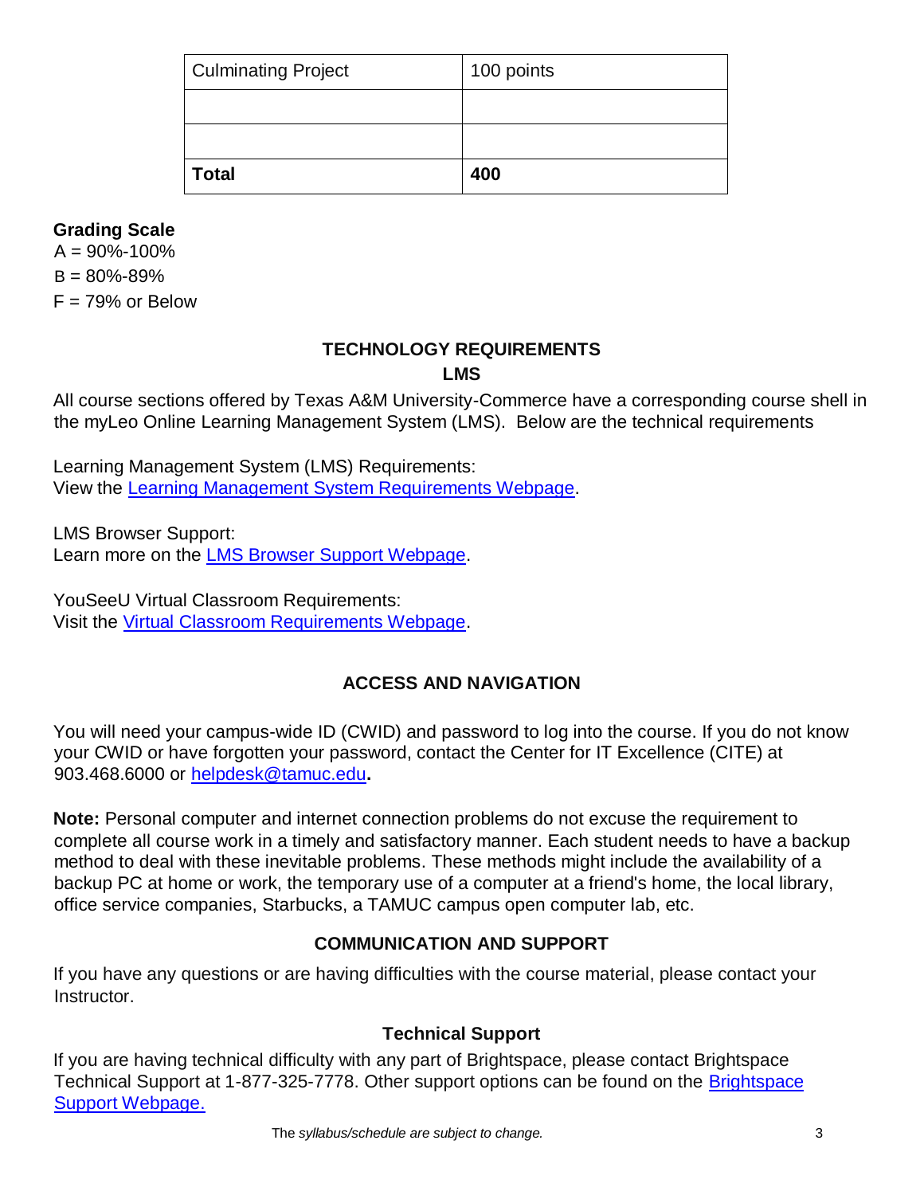| Culminating Project | 100 points |
|---|---|
| | |
| | |
| **Total** | **400** |

**Grading Scale**
A = 90%-100%
B = 80%-89%
F = 79% or Below

## TECHNOLOGY REQUIREMENTS

### LMS

All course sections offered by Texas A&M University-Commerce have a corresponding course shell in the myLeo Online Learning Management System (LMS). Below are the technical requirements

Learning Management System (LMS) Requirements:
View the Learning Management System Requirements Webpage.

LMS Browser Support:
Learn more on the LMS Browser Support Webpage.

YouSeeU Virtual Classroom Requirements:
Visit the Virtual Classroom Requirements Webpage.

## ACCESS AND NAVIGATION

You will need your campus-wide ID (CWID) and password to log into the course. If you do not know your CWID or have forgotten your password, contact the Center for IT Excellence (CITE) at 903.468.6000 or helpdesk@tamuc.edu**.**

**Note:** Personal computer and internet connection problems do not excuse the requirement to complete all course work in a timely and satisfactory manner. Each student needs to have a backup method to deal with these inevitable problems. These methods might include the availability of a backup PC at home or work, the temporary use of a computer at a friend's home, the local library, office service companies, Starbucks, a TAMUC campus open computer lab, etc.

## COMMUNICATION AND SUPPORT

If you have any questions or are having difficulties with the course material, please contact your Instructor.

### Technical Support

If you are having technical difficulty with any part of Brightspace, please contact Brightspace Technical Support at 1-877-325-7778. Other support options can be found on the Brightspace Support Webpage.

The *syllabus/schedule are subject to change.*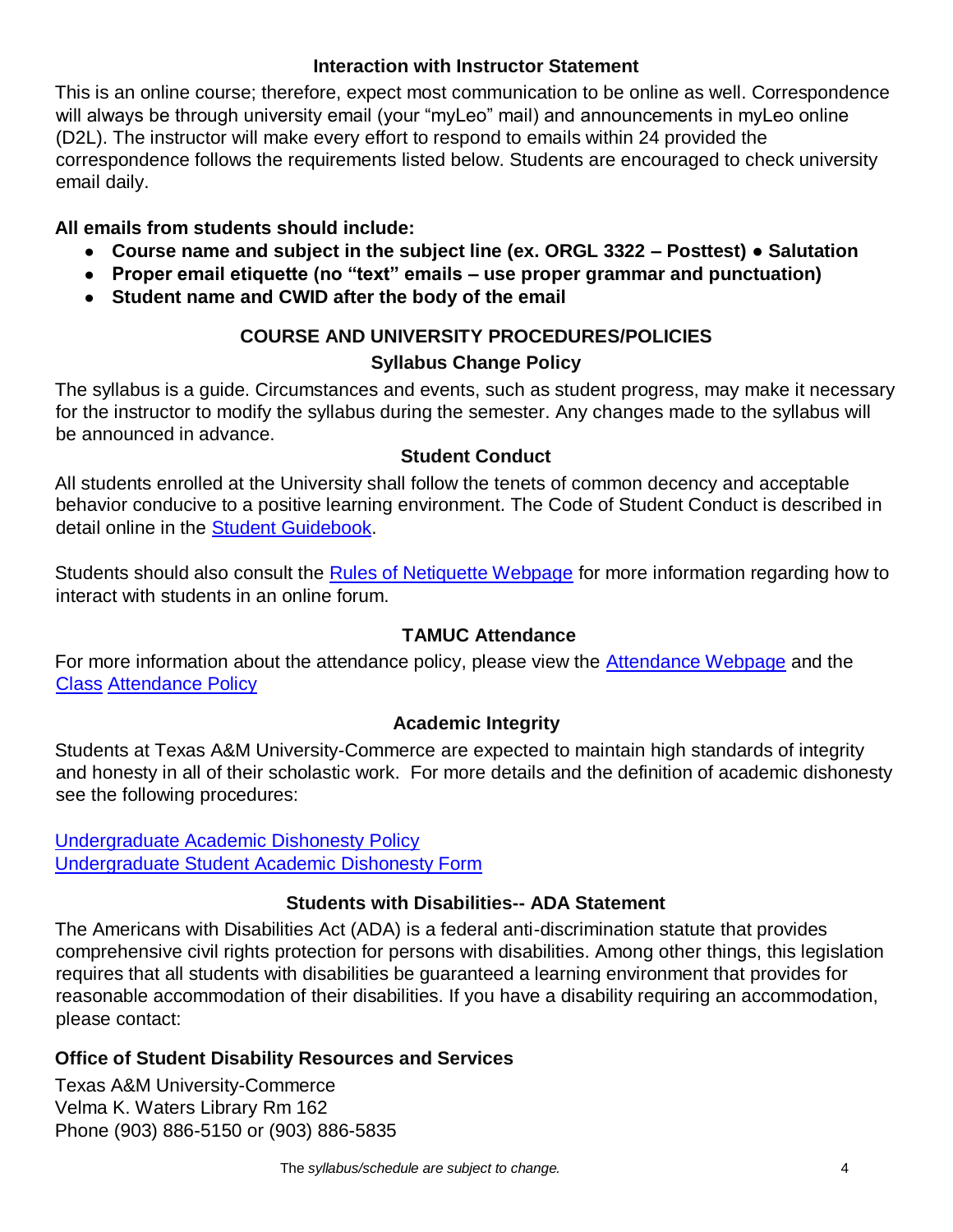### Interaction with Instructor Statement

This is an online course; therefore, expect most communication to be online as well. Correspondence will always be through university email (your "myLeo" mail) and announcements in myLeo online (D2L). The instructor will make every effort to respond to emails within 24 provided the correspondence follows the requirements listed below. Students are encouraged to check university email daily.

**All emails from students should include:**

- **Course name and subject in the subject line (ex. ORGL 3322 – Posttest) ● Salutation**
- **Proper email etiquette (no "text" emails – use proper grammar and punctuation)**
- **Student name and CWID after the body of the email**

## COURSE AND UNIVERSITY PROCEDURES/POLICIES

### Syllabus Change Policy

The syllabus is a guide. Circumstances and events, such as student progress, may make it necessary for the instructor to modify the syllabus during the semester. Any changes made to the syllabus will be announced in advance.

### Student Conduct

All students enrolled at the University shall follow the tenets of common decency and acceptable behavior conducive to a positive learning environment. The Code of Student Conduct is described in detail online in the Student Guidebook.

Students should also consult the Rules of Netiquette Webpage for more information regarding how to interact with students in an online forum.

### TAMUC Attendance

For more information about the attendance policy, please view the Attendance Webpage and the Class Attendance Policy

### Academic Integrity

Students at Texas A&M University-Commerce are expected to maintain high standards of integrity and honesty in all of their scholastic work. For more details and the definition of academic dishonesty see the following procedures:

Undergraduate Academic Dishonesty Policy
Undergraduate Student Academic Dishonesty Form

### Students with Disabilities-- ADA Statement

The Americans with Disabilities Act (ADA) is a federal anti-discrimination statute that provides comprehensive civil rights protection for persons with disabilities. Among other things, this legislation requires that all students with disabilities be guaranteed a learning environment that provides for reasonable accommodation of their disabilities. If you have a disability requiring an accommodation, please contact:

**Office of Student Disability Resources and Services**

Texas A&M University-Commerce
Velma K. Waters Library Rm 162
Phone (903) 886-5150 or (903) 886-5835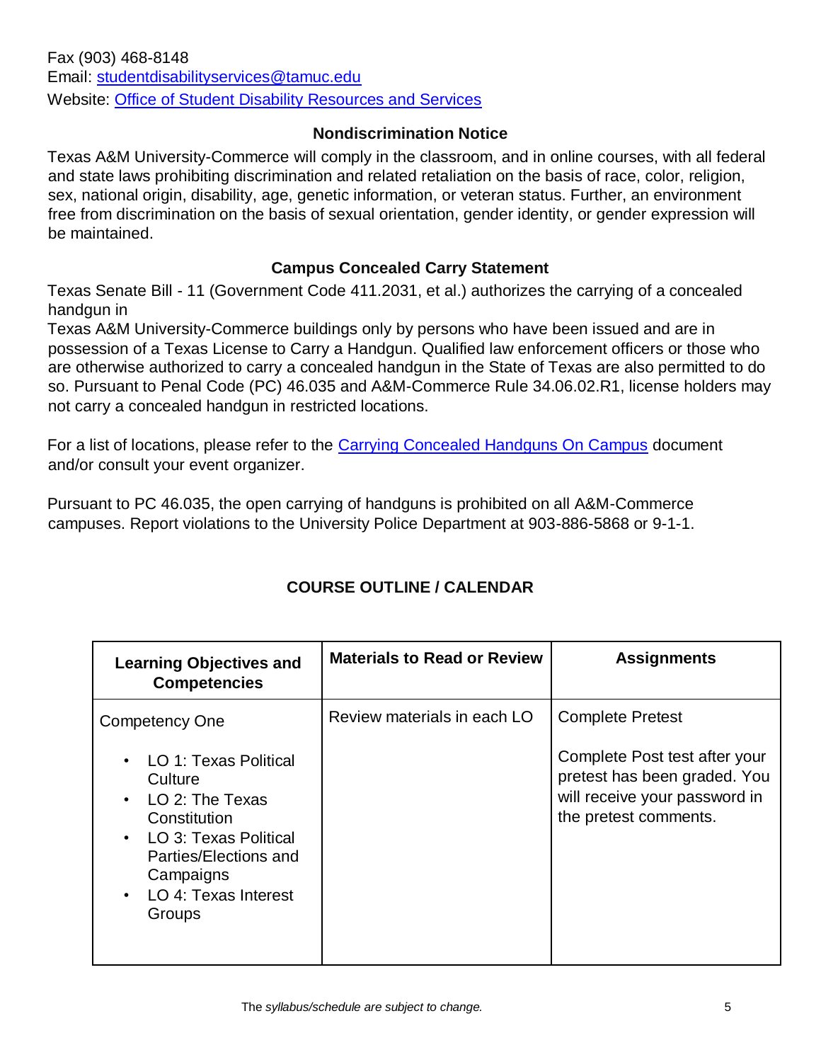Fax (903) 468-8148
Email: [studentdisabilityservices@tamuc.edu](mailto:studentdisabilityservices@tamuc.edu)
Website: [Office of Student Disability Resources and Services]()

### Nondiscrimination Notice

Texas A&M University-Commerce will comply in the classroom, and in online courses, with all federal and state laws prohibiting discrimination and related retaliation on the basis of race, color, religion, sex, national origin, disability, age, genetic information, or veteran status. Further, an environment free from discrimination on the basis of sexual orientation, gender identity, or gender expression will be maintained.

### Campus Concealed Carry Statement

Texas Senate Bill - 11 (Government Code 411.2031, et al.) authorizes the carrying of a concealed handgun in
Texas A&M University-Commerce buildings only by persons who have been issued and are in possession of a Texas License to Carry a Handgun. Qualified law enforcement officers or those who are otherwise authorized to carry a concealed handgun in the State of Texas are also permitted to do so. Pursuant to Penal Code (PC) 46.035 and A&M-Commerce Rule 34.06.02.R1, license holders may not carry a concealed handgun in restricted locations.

For a list of locations, please refer to the [Carrying Concealed Handguns On Campus]() document and/or consult your event organizer.

Pursuant to PC 46.035, the open carrying of handguns is prohibited on all A&M-Commerce campuses. Report violations to the University Police Department at 903-886-5868 or 9-1-1.

## COURSE OUTLINE / CALENDAR

| Learning Objectives and Competencies | Materials to Read or Review | Assignments |
| --- | --- | --- |
| Competency One<br>• LO 1: Texas Political Culture<br>• LO 2: The Texas Constitution<br>• LO 3: Texas Political Parties/Elections and Campaigns<br>• LO 4: Texas Interest Groups | Review materials in each LO | Complete Pretest<br><br>Complete Post test after your pretest has been graded. You will receive your password in the pretest comments. |

The *syllabus/schedule are subject to change.*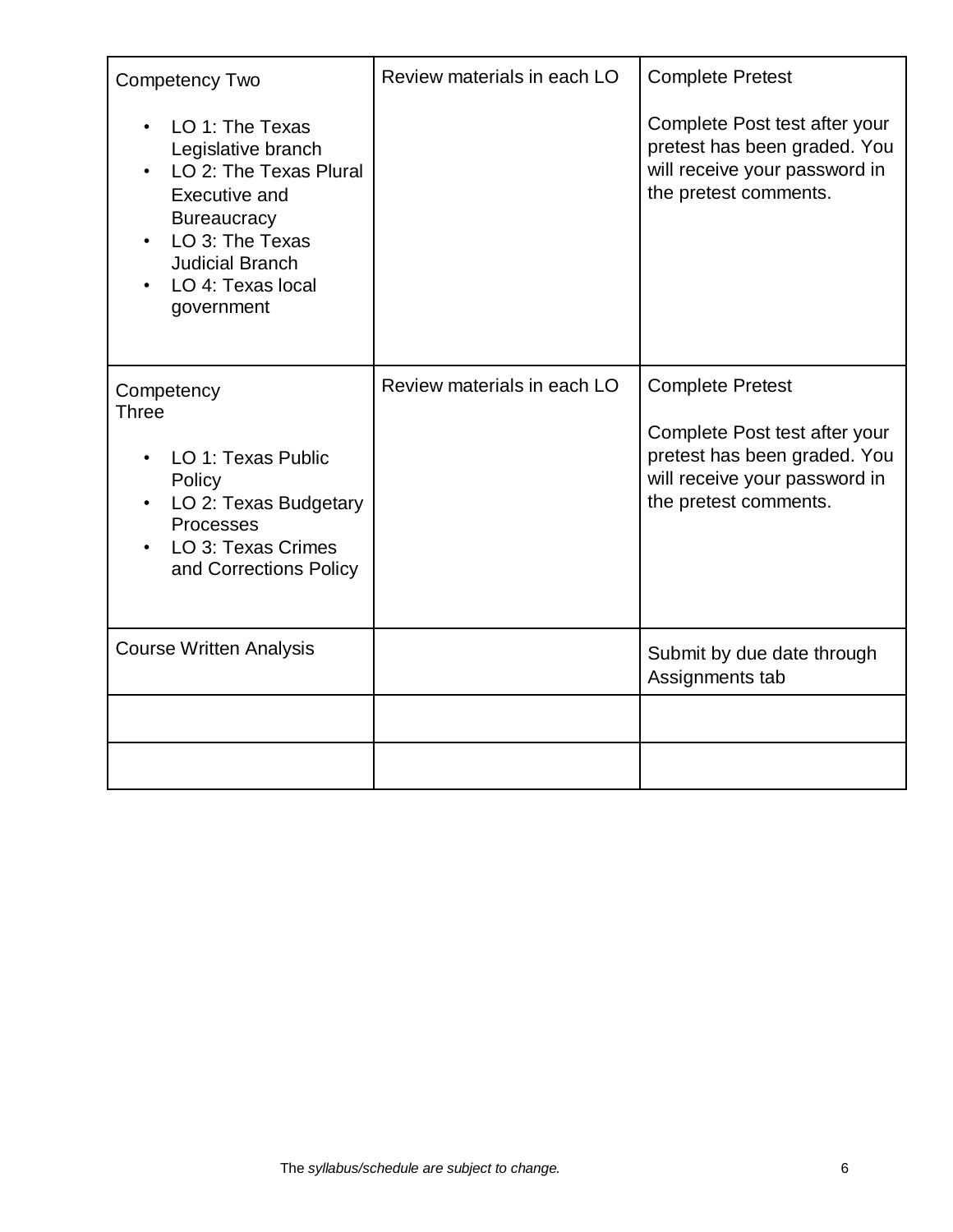| | | |
|---|---|---|
| Competency Two<br><br>• LO 1: The Texas Legislative branch<br>• LO 2: The Texas Plural Executive and Bureaucracy<br>• LO 3: The Texas Judicial Branch<br>• LO 4: Texas local government | Review materials in each LO | Complete Pretest<br><br>Complete Post test after your pretest has been graded. You will receive your password in the pretest comments. |
| Competency Three<br><br>• LO 1: Texas Public Policy<br>• LO 2: Texas Budgetary Processes<br>• LO 3: Texas Crimes and Corrections Policy | Review materials in each LO | Complete Pretest<br><br>Complete Post test after your pretest has been graded. You will receive your password in the pretest comments. |
| Course Written Analysis | | Submit by due date through Assignments tab |
| | | |
| | | |

The *syllabus/schedule are subject to change.*